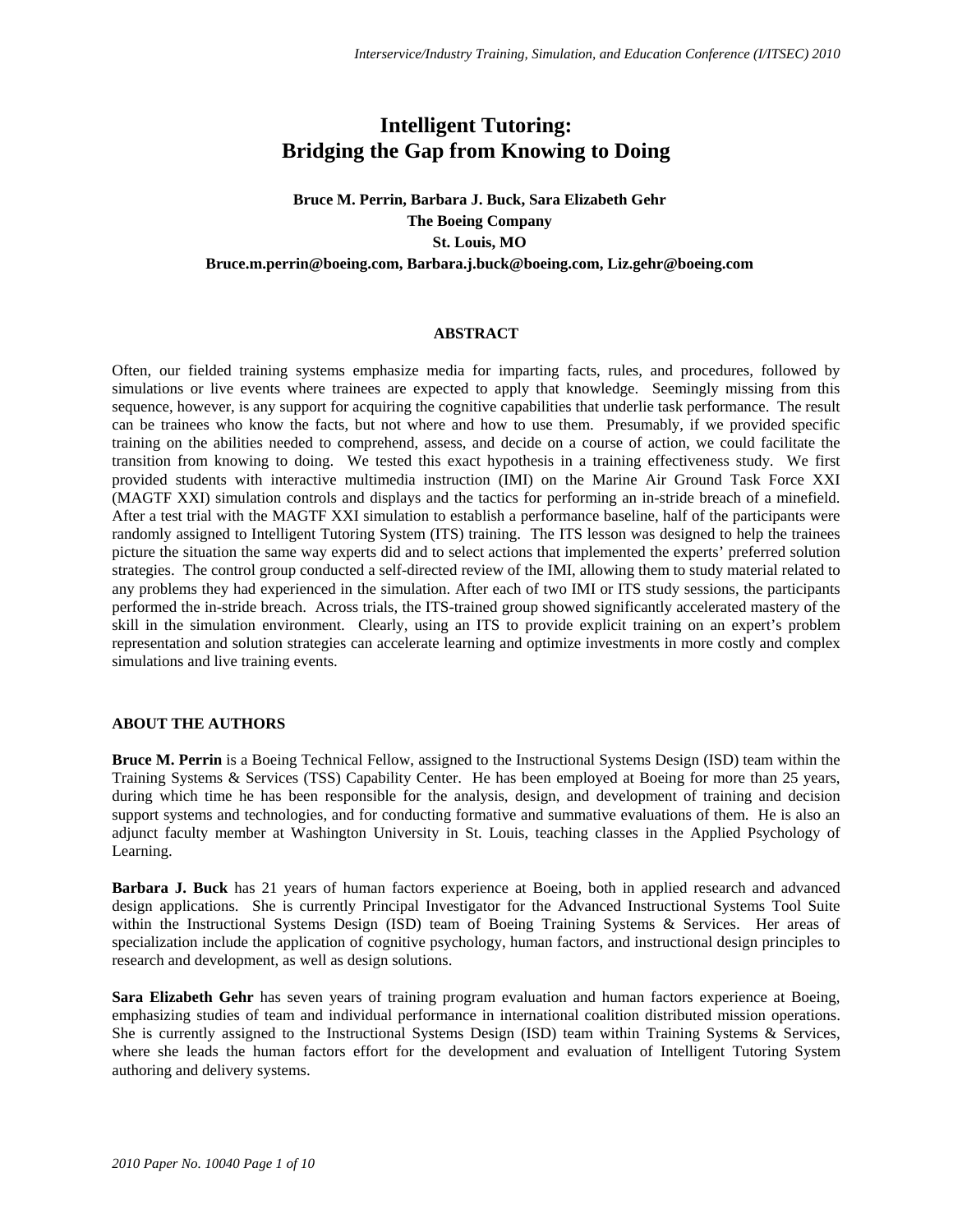# Intelligent Tutoring: Bridging the Gap from Knowing to Doing

**Bruce M. Perrin, Barbara J. Buck, Sara Elizabeth Gehr**
**The Boeing Company**
**St. Louis, MO**
**Bruce.m.perrin@boeing.com, Barbara.j.buck@boeing.com, Liz.gehr@boeing.com**

## ABSTRACT

Often, our fielded training systems emphasize media for imparting facts, rules, and procedures, followed by simulations or live events where trainees are expected to apply that knowledge. Seemingly missing from this sequence, however, is any support for acquiring the cognitive capabilities that underlie task performance. The result can be trainees who know the facts, but not where and how to use them. Presumably, if we provided specific training on the abilities needed to comprehend, assess, and decide on a course of action, we could facilitate the transition from knowing to doing. We tested this exact hypothesis in a training effectiveness study. We first provided students with interactive multimedia instruction (IMI) on the Marine Air Ground Task Force XXI (MAGTF XXI) simulation controls and displays and the tactics for performing an in-stride breach of a minefield. After a test trial with the MAGTF XXI simulation to establish a performance baseline, half of the participants were randomly assigned to Intelligent Tutoring System (ITS) training. The ITS lesson was designed to help the trainees picture the situation the same way experts did and to select actions that implemented the experts' preferred solution strategies. The control group conducted a self-directed review of the IMI, allowing them to study material related to any problems they had experienced in the simulation. After each of two IMI or ITS study sessions, the participants performed the in-stride breach. Across trials, the ITS-trained group showed significantly accelerated mastery of the skill in the simulation environment. Clearly, using an ITS to provide explicit training on an expert's problem representation and solution strategies can accelerate learning and optimize investments in more costly and complex simulations and live training events.

## ABOUT THE AUTHORS

**Bruce M. Perrin** is a Boeing Technical Fellow, assigned to the Instructional Systems Design (ISD) team within the Training Systems & Services (TSS) Capability Center. He has been employed at Boeing for more than 25 years, during which time he has been responsible for the analysis, design, and development of training and decision support systems and technologies, and for conducting formative and summative evaluations of them. He is also an adjunct faculty member at Washington University in St. Louis, teaching classes in the Applied Psychology of Learning.

**Barbara J. Buck** has 21 years of human factors experience at Boeing, both in applied research and advanced design applications. She is currently Principal Investigator for the Advanced Instructional Systems Tool Suite within the Instructional Systems Design (ISD) team of Boeing Training Systems & Services. Her areas of specialization include the application of cognitive psychology, human factors, and instructional design principles to research and development, as well as design solutions.

**Sara Elizabeth Gehr** has seven years of training program evaluation and human factors experience at Boeing, emphasizing studies of team and individual performance in international coalition distributed mission operations. She is currently assigned to the Instructional Systems Design (ISD) team within Training Systems & Services, where she leads the human factors effort for the development and evaluation of Intelligent Tutoring System authoring and delivery systems.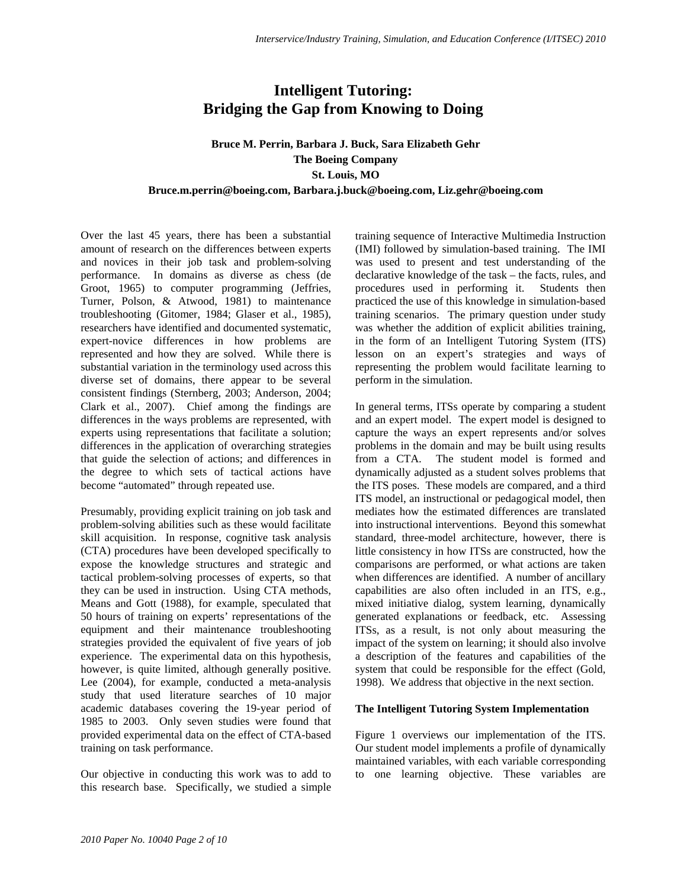# Intelligent Tutoring: Bridging the Gap from Knowing to Doing

**Bruce M. Perrin, Barbara J. Buck, Sara Elizabeth Gehr**
**The Boeing Company**
**St. Louis, MO**
**Bruce.m.perrin@boeing.com, Barbara.j.buck@boeing.com, Liz.gehr@boeing.com**

Over the last 45 years, there has been a substantial amount of research on the differences between experts and novices in their job task and problem-solving performance. In domains as diverse as chess (de Groot, 1965) to computer programming (Jeffries, Turner, Polson, & Atwood, 1981) to maintenance troubleshooting (Gitomer, 1984; Glaser et al., 1985), researchers have identified and documented systematic, expert-novice differences in how problems are represented and how they are solved. While there is substantial variation in the terminology used across this diverse set of domains, there appear to be several consistent findings (Sternberg, 2003; Anderson, 2004; Clark et al., 2007). Chief among the findings are differences in the ways problems are represented, with experts using representations that facilitate a solution; differences in the application of overarching strategies that guide the selection of actions; and differences in the degree to which sets of tactical actions have become "automated" through repeated use.

Presumably, providing explicit training on job task and problem-solving abilities such as these would facilitate skill acquisition. In response, cognitive task analysis (CTA) procedures have been developed specifically to expose the knowledge structures and strategic and tactical problem-solving processes of experts, so that they can be used in instruction. Using CTA methods, Means and Gott (1988), for example, speculated that 50 hours of training on experts' representations of the equipment and their maintenance troubleshooting strategies provided the equivalent of five years of job experience. The experimental data on this hypothesis, however, is quite limited, although generally positive. Lee (2004), for example, conducted a meta-analysis study that used literature searches of 10 major academic databases covering the 19-year period of 1985 to 2003. Only seven studies were found that provided experimental data on the effect of CTA-based training on task performance.

Our objective in conducting this work was to add to this research base. Specifically, we studied a simple training sequence of Interactive Multimedia Instruction (IMI) followed by simulation-based training. The IMI was used to present and test understanding of the declarative knowledge of the task – the facts, rules, and procedures used in performing it. Students then practiced the use of this knowledge in simulation-based training scenarios. The primary question under study was whether the addition of explicit abilities training, in the form of an Intelligent Tutoring System (ITS) lesson on an expert's strategies and ways of representing the problem would facilitate learning to perform in the simulation.

In general terms, ITSs operate by comparing a student and an expert model. The expert model is designed to capture the ways an expert represents and/or solves problems in the domain and may be built using results from a CTA. The student model is formed and dynamically adjusted as a student solves problems that the ITS poses. These models are compared, and a third ITS model, an instructional or pedagogical model, then mediates how the estimated differences are translated into instructional interventions. Beyond this somewhat standard, three-model architecture, however, there is little consistency in how ITSs are constructed, how the comparisons are performed, or what actions are taken when differences are identified. A number of ancillary capabilities are also often included in an ITS, e.g., mixed initiative dialog, system learning, dynamically generated explanations or feedback, etc. Assessing ITSs, as a result, is not only about measuring the impact of the system on learning; it should also involve a description of the features and capabilities of the system that could be responsible for the effect (Gold, 1998). We address that objective in the next section.

**The Intelligent Tutoring System Implementation**

Figure 1 overviews our implementation of the ITS. Our student model implements a profile of dynamically maintained variables, with each variable corresponding to one learning objective. These variables are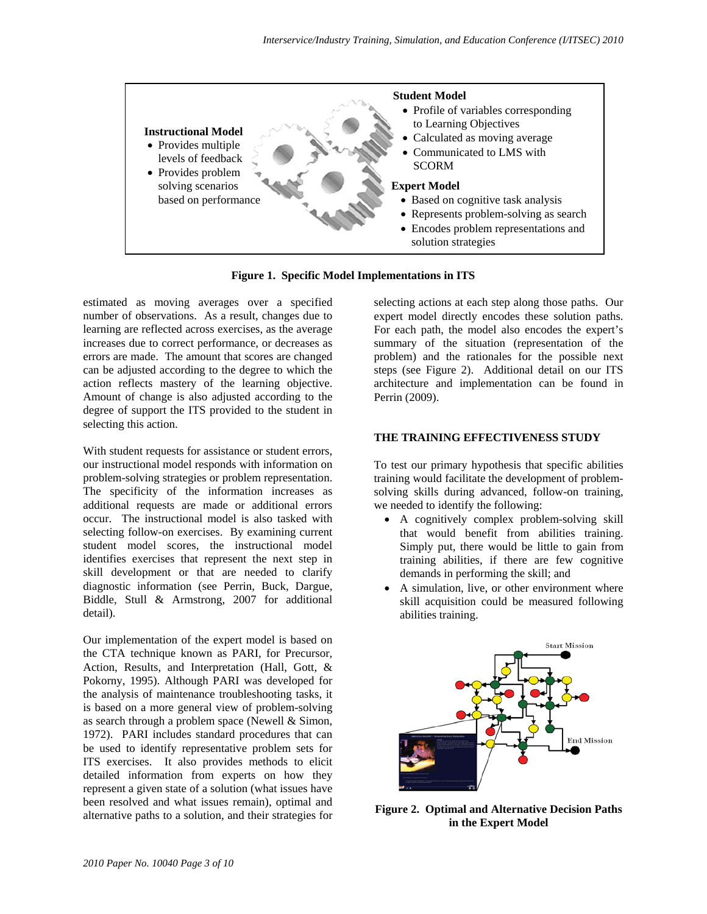**Instructional Model**
- Provides multiple levels of feedback
- Provides problem solving scenarios based on performance

**Student Model**
- Profile of variables corresponding to Learning Objectives
- Calculated as moving average
- Communicated to LMS with SCORM

**Expert Model**
- Based on cognitive task analysis
- Represents problem-solving as search
- Encodes problem representations and solution strategies

**Figure 1. Specific Model Implementations in ITS**

estimated as moving averages over a specified number of observations. As a result, changes due to learning are reflected across exercises, as the average increases due to correct performance, or decreases as errors are made. The amount that scores are changed can be adjusted according to the degree to which the action reflects mastery of the learning objective. Amount of change is also adjusted according to the degree of support the ITS provided to the student in selecting this action.

With student requests for assistance or student errors, our instructional model responds with information on problem-solving strategies or problem representation. The specificity of the information increases as additional requests are made or additional errors occur. The instructional model is also tasked with selecting follow-on exercises. By examining current student model scores, the instructional model identifies exercises that represent the next step in skill development or that are needed to clarify diagnostic information (see Perrin, Buck, Dargue, Biddle, Stull & Armstrong, 2007 for additional detail).

Our implementation of the expert model is based on the CTA technique known as PARI, for Precursor, Action, Results, and Interpretation (Hall, Gott, & Pokorny, 1995). Although PARI was developed for the analysis of maintenance troubleshooting tasks, it is based on a more general view of problem-solving as search through a problem space (Newell & Simon, 1972). PARI includes standard procedures that can be used to identify representative problem sets for ITS exercises. It also provides methods to elicit detailed information from experts on how they represent a given state of a solution (what issues have been resolved and what issues remain), optimal and alternative paths to a solution, and their strategies for selecting actions at each step along those paths. Our expert model directly encodes these solution paths. For each path, the model also encodes the expert's summary of the situation (representation of the problem) and the rationales for the possible next steps (see Figure 2). Additional detail on our ITS architecture and implementation can be found in Perrin (2009).

## THE TRAINING EFFECTIVENESS STUDY

To test our primary hypothesis that specific abilities training would facilitate the development of problem-solving skills during advanced, follow-on training, we needed to identify the following:

- A cognitively complex problem-solving skill that would benefit from abilities training. Simply put, there would be little to gain from training abilities, if there are few cognitive demands in performing the skill; and
- A simulation, live, or other environment where skill acquisition could be measured following abilities training.

**Figure 2. Optimal and Alternative Decision Paths in the Expert Model**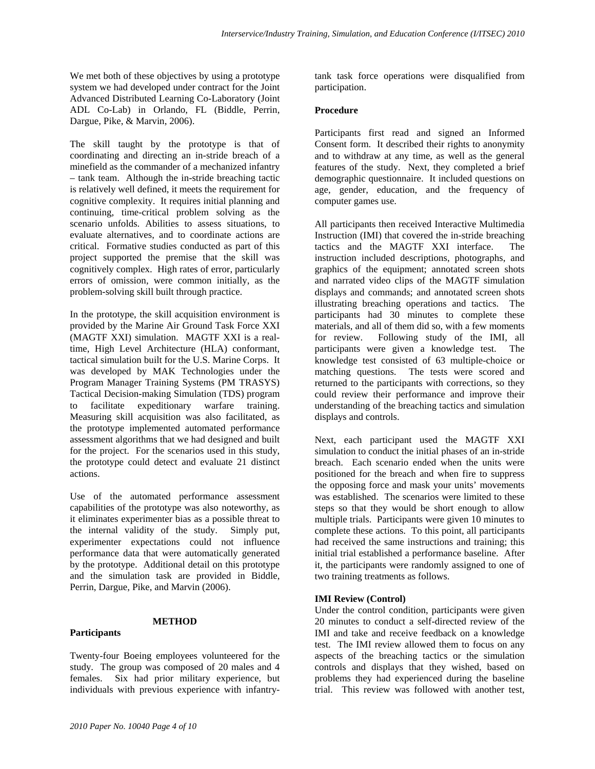We met both of these objectives by using a prototype system we had developed under contract for the Joint Advanced Distributed Learning Co-Laboratory (Joint ADL Co-Lab) in Orlando, FL (Biddle, Perrin, Dargue, Pike, & Marvin, 2006).

The skill taught by the prototype is that of coordinating and directing an in-stride breach of a minefield as the commander of a mechanized infantry – tank team. Although the in-stride breaching tactic is relatively well defined, it meets the requirement for cognitive complexity. It requires initial planning and continuing, time-critical problem solving as the scenario unfolds. Abilities to assess situations, to evaluate alternatives, and to coordinate actions are critical. Formative studies conducted as part of this project supported the premise that the skill was cognitively complex. High rates of error, particularly errors of omission, were common initially, as the problem-solving skill built through practice.

In the prototype, the skill acquisition environment is provided by the Marine Air Ground Task Force XXI (MAGTF XXI) simulation. MAGTF XXI is a real-time, High Level Architecture (HLA) conformant, tactical simulation built for the U.S. Marine Corps. It was developed by MAK Technologies under the Program Manager Training Systems (PM TRASYS) Tactical Decision-making Simulation (TDS) program to facilitate expeditionary warfare training. Measuring skill acquisition was also facilitated, as the prototype implemented automated performance assessment algorithms that we had designed and built for the project. For the scenarios used in this study, the prototype could detect and evaluate 21 distinct actions.

Use of the automated performance assessment capabilities of the prototype was also noteworthy, as it eliminates experimenter bias as a possible threat to the internal validity of the study. Simply put, experimenter expectations could not influence performance data that were automatically generated by the prototype. Additional detail on this prototype and the simulation task are provided in Biddle, Perrin, Dargue, Pike, and Marvin (2006).

## METHOD

### Participants

Twenty-four Boeing employees volunteered for the study. The group was composed of 20 males and 4 females. Six had prior military experience, but individuals with previous experience with infantry-tank task force operations were disqualified from participation.

### Procedure

Participants first read and signed an Informed Consent form. It described their rights to anonymity and to withdraw at any time, as well as the general features of the study. Next, they completed a brief demographic questionnaire. It included questions on age, gender, education, and the frequency of computer games use.

All participants then received Interactive Multimedia Instruction (IMI) that covered the in-stride breaching tactics and the MAGTF XXI interface. The instruction included descriptions, photographs, and graphics of the equipment; annotated screen shots and narrated video clips of the MAGTF simulation displays and commands; and annotated screen shots illustrating breaching operations and tactics. The participants had 30 minutes to complete these materials, and all of them did so, with a few moments for review. Following study of the IMI, all participants were given a knowledge test. The knowledge test consisted of 63 multiple-choice or matching questions. The tests were scored and returned to the participants with corrections, so they could review their performance and improve their understanding of the breaching tactics and simulation displays and controls.

Next, each participant used the MAGTF XXI simulation to conduct the initial phases of an in-stride breach. Each scenario ended when the units were positioned for the breach and when fire to suppress the opposing force and mask your units' movements was established. The scenarios were limited to these steps so that they would be short enough to allow multiple trials. Participants were given 10 minutes to complete these actions. To this point, all participants had received the same instructions and training; this initial trial established a performance baseline. After it, the participants were randomly assigned to one of two training treatments as follows.

### IMI Review (Control)

Under the control condition, participants were given 20 minutes to conduct a self-directed review of the IMI and take and receive feedback on a knowledge test. The IMI review allowed them to focus on any aspects of the breaching tactics or the simulation controls and displays that they wished, based on problems they had experienced during the baseline trial. This review was followed with another test,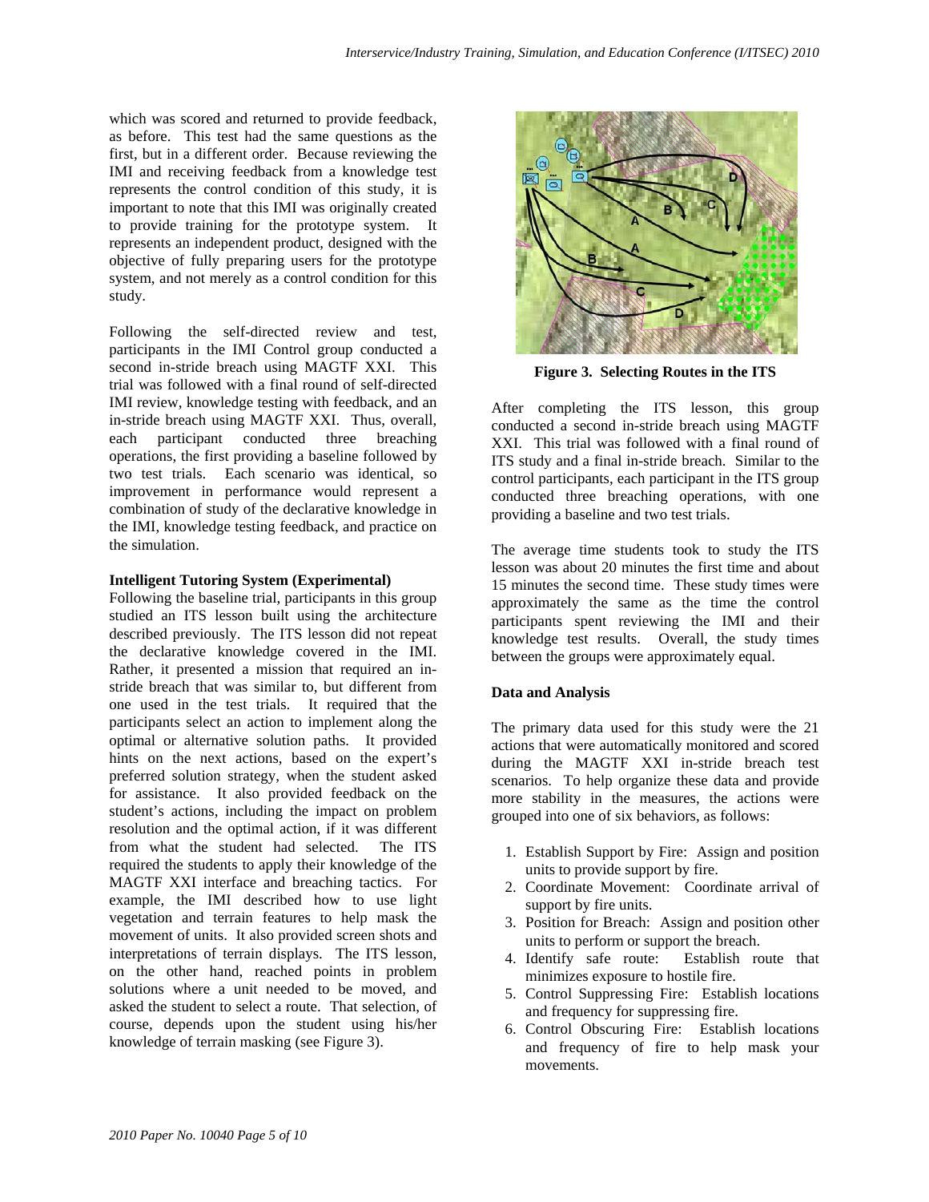which was scored and returned to provide feedback, as before. This test had the same questions as the first, but in a different order. Because reviewing the IMI and receiving feedback from a knowledge test represents the control condition of this study, it is important to note that this IMI was originally created to provide training for the prototype system. It represents an independent product, designed with the objective of fully preparing users for the prototype system, and not merely as a control condition for this study.

Following the self-directed review and test, participants in the IMI Control group conducted a second in-stride breach using MAGTF XXI. This trial was followed with a final round of self-directed IMI review, knowledge testing with feedback, and an in-stride breach using MAGTF XXI. Thus, overall, each participant conducted three breaching operations, the first providing a baseline followed by two test trials. Each scenario was identical, so improvement in performance would represent a combination of study of the declarative knowledge in the IMI, knowledge testing feedback, and practice on the simulation.

**Intelligent Tutoring System (Experimental)**

Following the baseline trial, participants in this group studied an ITS lesson built using the architecture described previously. The ITS lesson did not repeat the declarative knowledge covered in the IMI. Rather, it presented a mission that required an in-stride breach that was similar to, but different from one used in the test trials. It required that the participants select an action to implement along the optimal or alternative solution paths. It provided hints on the next actions, based on the expert's preferred solution strategy, when the student asked for assistance. It also provided feedback on the student's actions, including the impact on problem resolution and the optimal action, if it was different from what the student had selected. The ITS required the students to apply their knowledge of the MAGTF XXI interface and breaching tactics. For example, the IMI described how to use light vegetation and terrain features to help mask the movement of units. It also provided screen shots and interpretations of terrain displays. The ITS lesson, on the other hand, reached points in problem solutions where a unit needed to be moved, and asked the student to select a route. That selection, of course, depends upon the student using his/her knowledge of terrain masking (see Figure 3).

**Figure 3. Selecting Routes in the ITS**

After completing the ITS lesson, this group conducted a second in-stride breach using MAGTF XXI. This trial was followed with a final round of ITS study and a final in-stride breach. Similar to the control participants, each participant in the ITS group conducted three breaching operations, with one providing a baseline and two test trials.

The average time students took to study the ITS lesson was about 20 minutes the first time and about 15 minutes the second time. These study times were approximately the same as the time the control participants spent reviewing the IMI and their knowledge test results. Overall, the study times between the groups were approximately equal.

**Data and Analysis**

The primary data used for this study were the 21 actions that were automatically monitored and scored during the MAGTF XXI in-stride breach test scenarios. To help organize these data and provide more stability in the measures, the actions were grouped into one of six behaviors, as follows:

1. Establish Support by Fire: Assign and position units to provide support by fire.
2. Coordinate Movement: Coordinate arrival of support by fire units.
3. Position for Breach: Assign and position other units to perform or support the breach.
4. Identify safe route: Establish route that minimizes exposure to hostile fire.
5. Control Suppressing Fire: Establish locations and frequency for suppressing fire.
6. Control Obscuring Fire: Establish locations and frequency of fire to help mask your movements.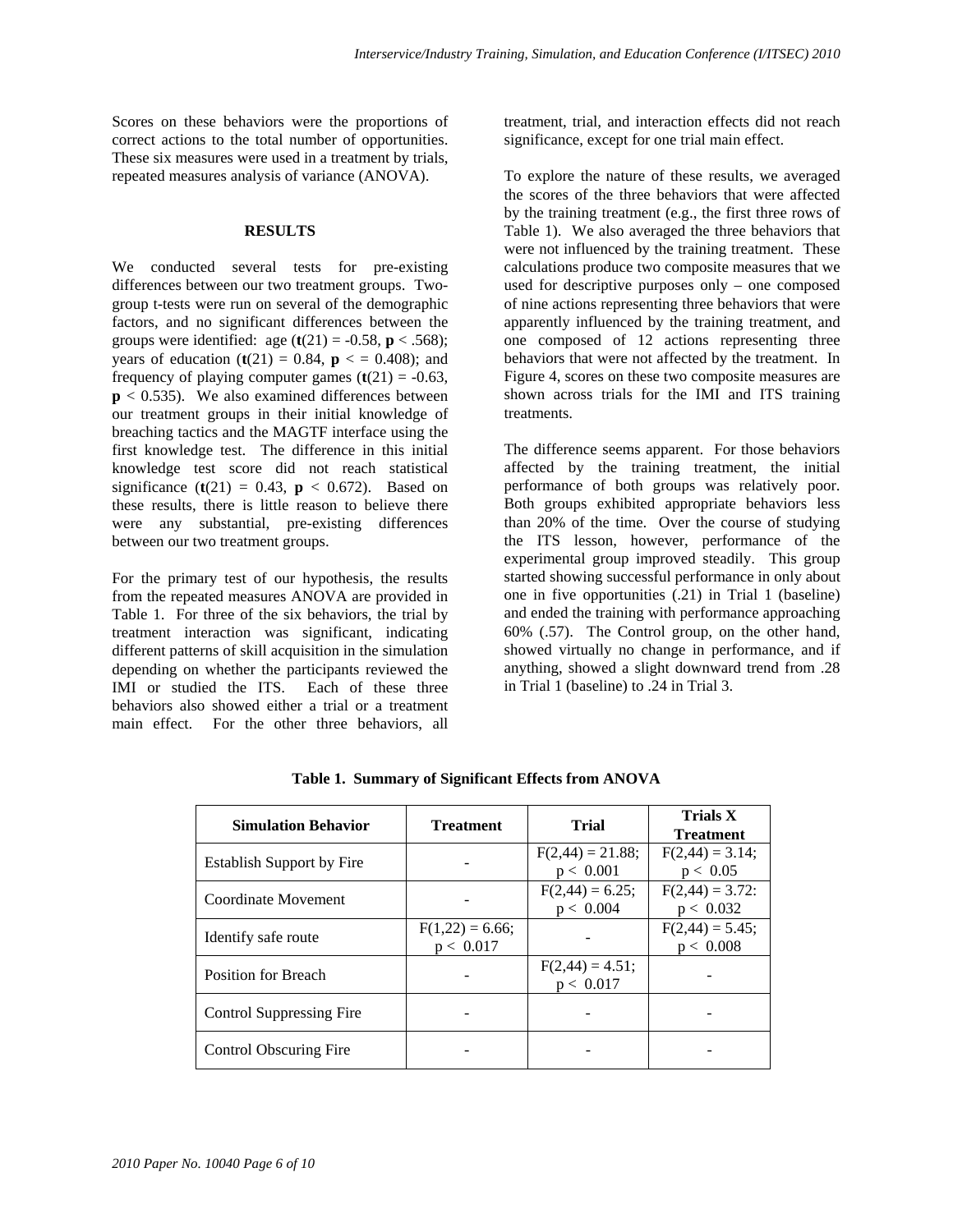Scores on these behaviors were the proportions of correct actions to the total number of opportunities. These six measures were used in a treatment by trials, repeated measures analysis of variance (ANOVA).

## RESULTS

We conducted several tests for pre-existing differences between our two treatment groups. Two-group t-tests were run on several of the demographic factors, and no significant differences between the groups were identified: age ($\mathbf{t}(21) = -0.58$, $\mathbf{p} < .568$); years of education ($\mathbf{t}(21) = 0.84$, $\mathbf{p} <= 0.408$); and frequency of playing computer games ($\mathbf{t}(21) = -0.63$, $\mathbf{p} < 0.535$). We also examined differences between our treatment groups in their initial knowledge of breaching tactics and the MAGTF interface using the first knowledge test. The difference in this initial knowledge test score did not reach statistical significance ($\mathbf{t}(21) = 0.43$, $\mathbf{p} < 0.672$). Based on these results, there is little reason to believe there were any substantial, pre-existing differences between our two treatment groups.

For the primary test of our hypothesis, the results from the repeated measures ANOVA are provided in Table 1. For three of the six behaviors, the trial by treatment interaction was significant, indicating different patterns of skill acquisition in the simulation depending on whether the participants reviewed the IMI or studied the ITS. Each of these three behaviors also showed either a trial or a treatment main effect. For the other three behaviors, all treatment, trial, and interaction effects did not reach significance, except for one trial main effect.

To explore the nature of these results, we averaged the scores of the three behaviors that were affected by the training treatment (e.g., the first three rows of Table 1). We also averaged the three behaviors that were not influenced by the training treatment. These calculations produce two composite measures that we used for descriptive purposes only – one composed of nine actions representing three behaviors that were apparently influenced by the training treatment, and one composed of 12 actions representing three behaviors that were not affected by the treatment. In Figure 4, scores on these two composite measures are shown across trials for the IMI and ITS training treatments.

The difference seems apparent. For those behaviors affected by the training treatment, the initial performance of both groups was relatively poor. Both groups exhibited appropriate behaviors less than 20% of the time. Over the course of studying the ITS lesson, however, performance of the experimental group improved steadily. This group started showing successful performance in only about one in five opportunities (.21) in Trial 1 (baseline) and ended the training with performance approaching 60% (.57). The Control group, on the other hand, showed virtually no change in performance, and if anything, showed a slight downward trend from .28 in Trial 1 (baseline) to .24 in Trial 3.

**Table 1. Summary of Significant Effects from ANOVA**

| Simulation Behavior | Treatment | Trial | Trials X Treatment |
|---|---|---|---|
| Establish Support by Fire | - | $F(2,44) = 21.88$; $p < 0.001$ | $F(2,44) = 3.14$; $p < 0.05$ |
| Coordinate Movement | - | $F(2,44) = 6.25$; $p < 0.004$ | $F(2,44) = 3.72$: $p < 0.032$ |
| Identify safe route | $F(1,22) = 6.66$; $p < 0.017$ | - | $F(2,44) = 5.45$; $p < 0.008$ |
| Position for Breach | - | $F(2,44) = 4.51$; $p < 0.017$ | - |
| Control Suppressing Fire | - | - | - |
| Control Obscuring Fire | - | - | - |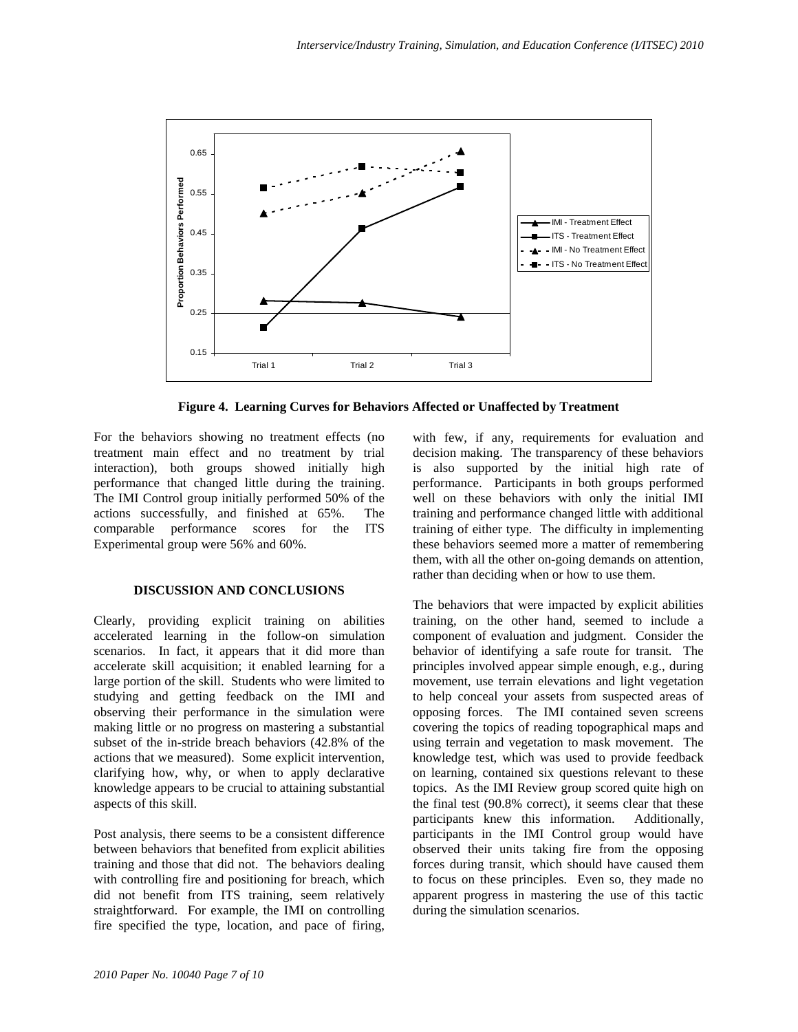**Figure 4. Learning Curves for Behaviors Affected or Unaffected by Treatment**

For the behaviors showing no treatment effects (no treatment main effect and no treatment by trial interaction), both groups showed initially high performance that changed little during the training. The IMI Control group initially performed 50% of the actions successfully, and finished at 65%. The comparable performance scores for the ITS Experimental group were 56% and 60%.

## DISCUSSION AND CONCLUSIONS

Clearly, providing explicit training on abilities accelerated learning in the follow-on simulation scenarios. In fact, it appears that it did more than accelerate skill acquisition; it enabled learning for a large portion of the skill. Students who were limited to studying and getting feedback on the IMI and observing their performance in the simulation were making little or no progress on mastering a substantial subset of the in-stride breach behaviors (42.8% of the actions that we measured). Some explicit intervention, clarifying how, why, or when to apply declarative knowledge appears to be crucial to attaining substantial aspects of this skill.

Post analysis, there seems to be a consistent difference between behaviors that benefited from explicit abilities training and those that did not. The behaviors dealing with controlling fire and positioning for breach, which did not benefit from ITS training, seem relatively straightforward. For example, the IMI on controlling fire specified the type, location, and pace of firing, with few, if any, requirements for evaluation and decision making. The transparency of these behaviors is also supported by the initial high rate of performance. Participants in both groups performed well on these behaviors with only the initial IMI training and performance changed little with additional training of either type. The difficulty in implementing these behaviors seemed more a matter of remembering them, with all the other on-going demands on attention, rather than deciding when or how to use them.

The behaviors that were impacted by explicit abilities training, on the other hand, seemed to include a component of evaluation and judgment. Consider the behavior of identifying a safe route for transit. The principles involved appear simple enough, e.g., during movement, use terrain elevations and light vegetation to help conceal your assets from suspected areas of opposing forces. The IMI contained seven screens covering the topics of reading topographical maps and using terrain and vegetation to mask movement. The knowledge test, which was used to provide feedback on learning, contained six questions relevant to these topics. As the IMI Review group scored quite high on the final test (90.8% correct), it seems clear that these participants knew this information. Additionally, participants in the IMI Control group would have observed their units taking fire from the opposing forces during transit, which should have caused them to focus on these principles. Even so, they made no apparent progress in mastering the use of this tactic during the simulation scenarios.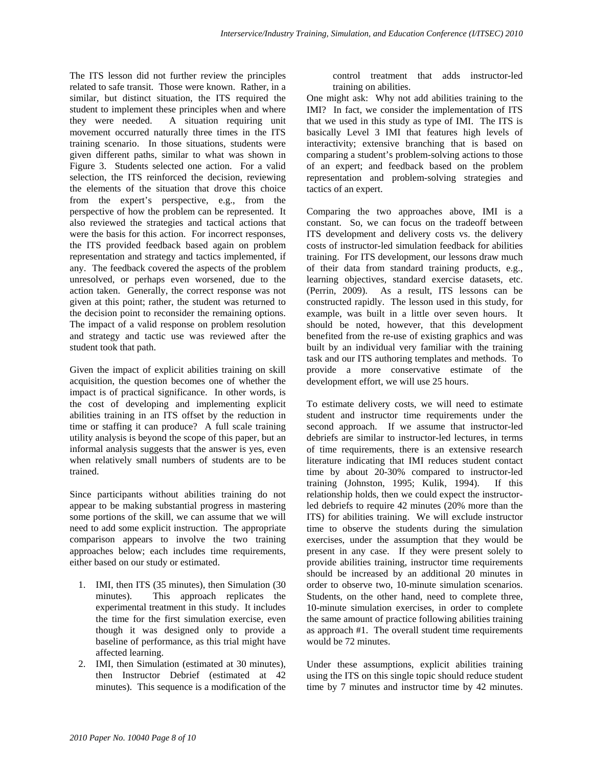The ITS lesson did not further review the principles related to safe transit. Those were known. Rather, in a similar, but distinct situation, the ITS required the student to implement these principles when and where they were needed. A situation requiring unit movement occurred naturally three times in the ITS training scenario. In those situations, students were given different paths, similar to what was shown in Figure 3. Students selected one action. For a valid selection, the ITS reinforced the decision, reviewing the elements of the situation that drove this choice from the expert's perspective, e.g., from the perspective of how the problem can be represented. It also reviewed the strategies and tactical actions that were the basis for this action. For incorrect responses, the ITS provided feedback based again on problem representation and strategy and tactics implemented, if any. The feedback covered the aspects of the problem unresolved, or perhaps even worsened, due to the action taken. Generally, the correct response was not given at this point; rather, the student was returned to the decision point to reconsider the remaining options. The impact of a valid response on problem resolution and strategy and tactic use was reviewed after the student took that path.

Given the impact of explicit abilities training on skill acquisition, the question becomes one of whether the impact is of practical significance. In other words, is the cost of developing and implementing explicit abilities training in an ITS offset by the reduction in time or staffing it can produce? A full scale training utility analysis is beyond the scope of this paper, but an informal analysis suggests that the answer is yes, even when relatively small numbers of students are to be trained.

Since participants without abilities training do not appear to be making substantial progress in mastering some portions of the skill, we can assume that we will need to add some explicit instruction. The appropriate comparison appears to involve the two training approaches below; each includes time requirements, either based on our study or estimated.

1. IMI, then ITS (35 minutes), then Simulation (30 minutes). This approach replicates the experimental treatment in this study. It includes the time for the first simulation exercise, even though it was designed only to provide a baseline of performance, as this trial might have affected learning.
2. IMI, then Simulation (estimated at 30 minutes), then Instructor Debrief (estimated at 42 minutes). This sequence is a modification of the control treatment that adds instructor-led training on abilities.

One might ask: Why not add abilities training to the IMI? In fact, we consider the implementation of ITS that we used in this study as type of IMI. The ITS is basically Level 3 IMI that features high levels of interactivity; extensive branching that is based on comparing a student's problem-solving actions to those of an expert; and feedback based on the problem representation and problem-solving strategies and tactics of an expert.

Comparing the two approaches above, IMI is a constant. So, we can focus on the tradeoff between ITS development and delivery costs vs. the delivery costs of instructor-led simulation feedback for abilities training. For ITS development, our lessons draw much of their data from standard training products, e.g., learning objectives, standard exercise datasets, etc. (Perrin, 2009). As a result, ITS lessons can be constructed rapidly. The lesson used in this study, for example, was built in a little over seven hours. It should be noted, however, that this development benefited from the re-use of existing graphics and was built by an individual very familiar with the training task and our ITS authoring templates and methods. To provide a more conservative estimate of the development effort, we will use 25 hours.

To estimate delivery costs, we will need to estimate student and instructor time requirements under the second approach. If we assume that instructor-led debriefs are similar to instructor-led lectures, in terms of time requirements, there is an extensive research literature indicating that IMI reduces student contact time by about 20-30% compared to instructor-led training (Johnston, 1995; Kulik, 1994). If this relationship holds, then we could expect the instructor-led debriefs to require 42 minutes (20% more than the ITS) for abilities training. We will exclude instructor time to observe the students during the simulation exercises, under the assumption that they would be present in any case. If they were present solely to provide abilities training, instructor time requirements should be increased by an additional 20 minutes in order to observe two, 10-minute simulation scenarios. Students, on the other hand, need to complete three, 10-minute simulation exercises, in order to complete the same amount of practice following abilities training as approach #1. The overall student time requirements would be 72 minutes.

Under these assumptions, explicit abilities training using the ITS on this single topic should reduce student time by 7 minutes and instructor time by 42 minutes.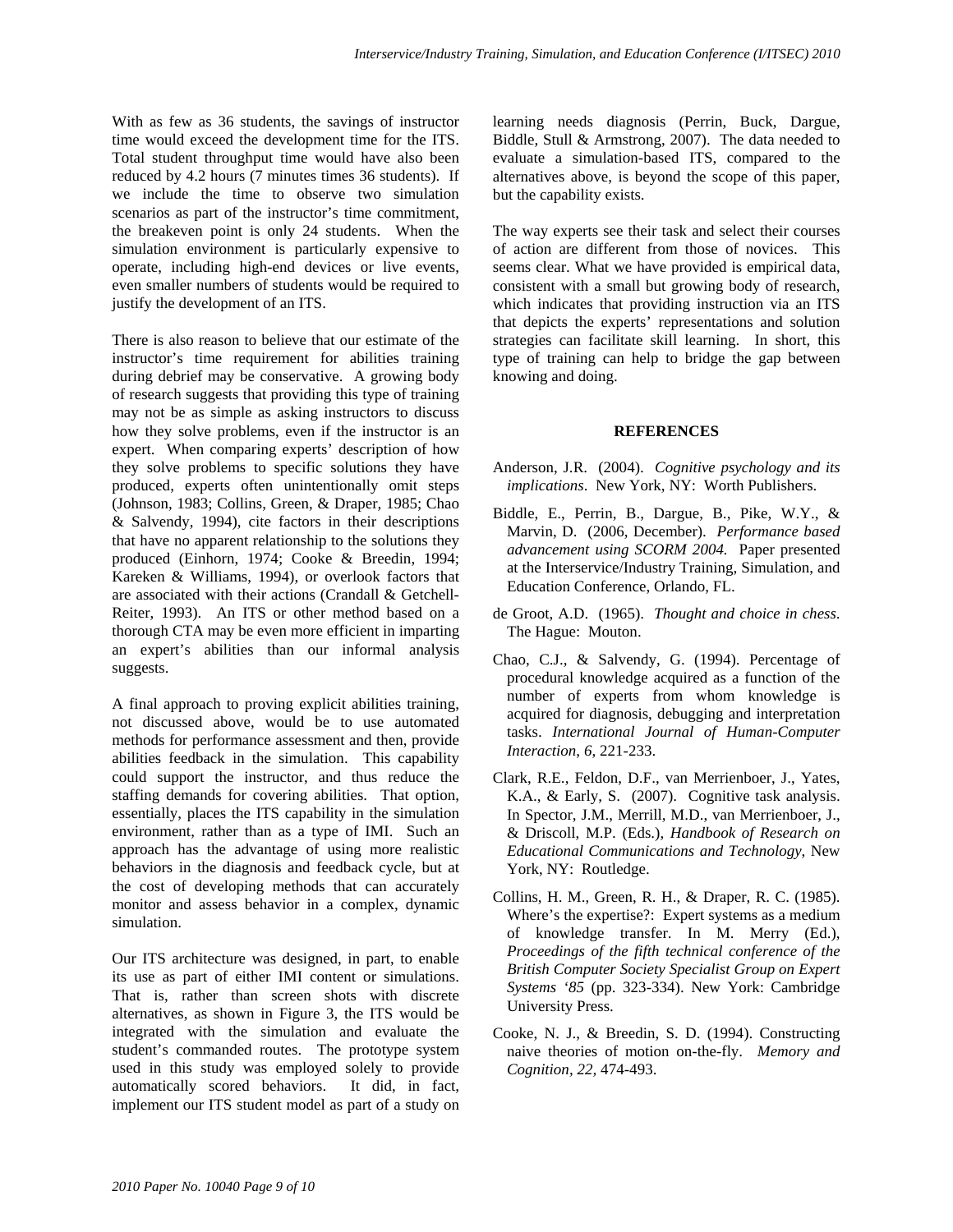With as few as 36 students, the savings of instructor time would exceed the development time for the ITS. Total student throughput time would have also been reduced by 4.2 hours (7 minutes times 36 students). If we include the time to observe two simulation scenarios as part of the instructor's time commitment, the breakeven point is only 24 students. When the simulation environment is particularly expensive to operate, including high-end devices or live events, even smaller numbers of students would be required to justify the development of an ITS.

There is also reason to believe that our estimate of the instructor's time requirement for abilities training during debrief may be conservative. A growing body of research suggests that providing this type of training may not be as simple as asking instructors to discuss how they solve problems, even if the instructor is an expert. When comparing experts' description of how they solve problems to specific solutions they have produced, experts often unintentionally omit steps (Johnson, 1983; Collins, Green, & Draper, 1985; Chao & Salvendy, 1994), cite factors in their descriptions that have no apparent relationship to the solutions they produced (Einhorn, 1974; Cooke & Breedin, 1994; Kareken & Williams, 1994), or overlook factors that are associated with their actions (Crandall & Getchell-Reiter, 1993). An ITS or other method based on a thorough CTA may be even more efficient in imparting an expert's abilities than our informal analysis suggests.

A final approach to proving explicit abilities training, not discussed above, would be to use automated methods for performance assessment and then, provide abilities feedback in the simulation. This capability could support the instructor, and thus reduce the staffing demands for covering abilities. That option, essentially, places the ITS capability in the simulation environment, rather than as a type of IMI. Such an approach has the advantage of using more realistic behaviors in the diagnosis and feedback cycle, but at the cost of developing methods that can accurately monitor and assess behavior in a complex, dynamic simulation.

Our ITS architecture was designed, in part, to enable its use as part of either IMI content or simulations. That is, rather than screen shots with discrete alternatives, as shown in Figure 3, the ITS would be integrated with the simulation and evaluate the student's commanded routes. The prototype system used in this study was employed solely to provide automatically scored behaviors. It did, in fact, implement our ITS student model as part of a study on learning needs diagnosis (Perrin, Buck, Dargue, Biddle, Stull & Armstrong, 2007). The data needed to evaluate a simulation-based ITS, compared to the alternatives above, is beyond the scope of this paper, but the capability exists.

The way experts see their task and select their courses of action are different from those of novices. This seems clear. What we have provided is empirical data, consistent with a small but growing body of research, which indicates that providing instruction via an ITS that depicts the experts' representations and solution strategies can facilitate skill learning. In short, this type of training can help to bridge the gap between knowing and doing.

## REFERENCES

Anderson, J.R. (2004). *Cognitive psychology and its implications*. New York, NY: Worth Publishers.

Biddle, E., Perrin, B., Dargue, B., Pike, W.Y., & Marvin, D. (2006, December). *Performance based advancement using SCORM 2004.* Paper presented at the Interservice/Industry Training, Simulation, and Education Conference, Orlando, FL.

de Groot, A.D. (1965). *Thought and choice in chess*. The Hague: Mouton.

Chao, C.J., & Salvendy, G. (1994). Percentage of procedural knowledge acquired as a function of the number of experts from whom knowledge is acquired for diagnosis, debugging and interpretation tasks. *International Journal of Human-Computer Interaction*, *6*, 221-233.

Clark, R.E., Feldon, D.F., van Merrienboer, J., Yates, K.A., & Early, S. (2007). Cognitive task analysis. In Spector, J.M., Merrill, M.D., van Merrienboer, J., & Driscoll, M.P. (Eds.), *Handbook of Research on Educational Communications and Technology*, New York, NY: Routledge.

Collins, H. M., Green, R. H., & Draper, R. C. (1985). Where's the expertise?: Expert systems as a medium of knowledge transfer. In M. Merry (Ed.), *Proceedings of the fifth technical conference of the British Computer Society Specialist Group on Expert Systems '85* (pp. 323-334). New York: Cambridge University Press.

Cooke, N. J., & Breedin, S. D. (1994). Constructing naive theories of motion on-the-fly. *Memory and Cognition*, *22*, 474-493.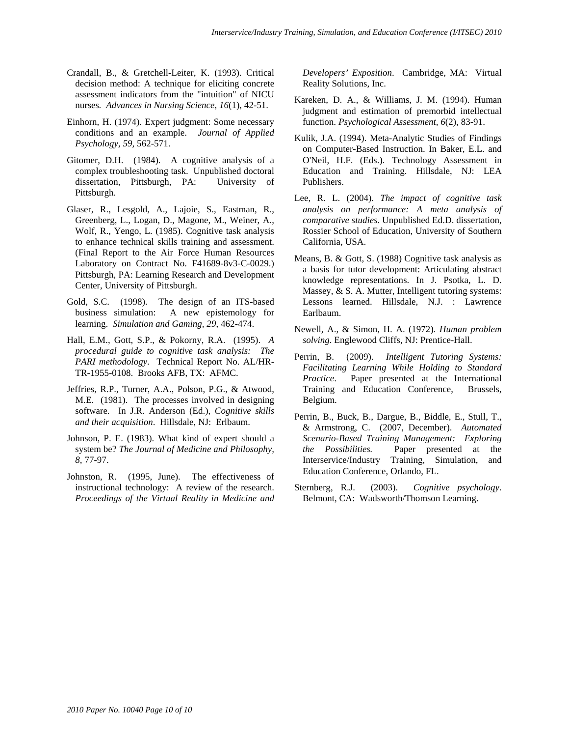Crandall, B., & Gretchell-Leiter, K. (1993). Critical decision method: A technique for eliciting concrete assessment indicators from the "intuition" of NICU nurses. *Advances in Nursing Science, 16*(1), 42-51.

Einhorn, H. (1974). Expert judgment: Some necessary conditions and an example. *Journal of Applied Psychology, 59,* 562-571.

Gitomer, D.H. (1984). A cognitive analysis of a complex troubleshooting task. Unpublished doctoral dissertation, Pittsburgh, PA: University of Pittsburgh.

Glaser, R., Lesgold, A., Lajoie, S., Eastman, R., Greenberg, L., Logan, D., Magone, M., Weiner, A., Wolf, R., Yengo, L. (1985). Cognitive task analysis to enhance technical skills training and assessment. (Final Report to the Air Force Human Resources Laboratory on Contract No. F41689-8v3-C-0029.) Pittsburgh, PA: Learning Research and Development Center, University of Pittsburgh.

Gold, S.C. (1998). The design of an ITS-based business simulation: A new epistemology for learning. *Simulation and Gaming, 29,* 462-474.

Hall, E.M., Gott, S.P., & Pokorny, R.A. (1995). *A procedural guide to cognitive task analysis: The PARI methodology*. Technical Report No. AL/HR-TR-1955-0108. Brooks AFB, TX: AFMC.

Jeffries, R.P., Turner, A.A., Polson, P.G., & Atwood, M.E. (1981). The processes involved in designing software. In J.R. Anderson (Ed.), *Cognitive skills and their acquisition*. Hillsdale, NJ: Erlbaum.

Johnson, P. E. (1983). What kind of expert should a system be? *The Journal of Medicine and Philosophy, 8,* 77-97.

Johnston, R. (1995, June). The effectiveness of instructional technology: A review of the research. *Proceedings of the Virtual Reality in Medicine and Developers' Exposition*. Cambridge, MA: Virtual Reality Solutions, Inc.

Kareken, D. A., & Williams, J. M. (1994). Human judgment and estimation of premorbid intellectual function. *Psychological Assessment, 6*(2), 83-91.

Kulik, J.A. (1994). Meta-Analytic Studies of Findings on Computer-Based Instruction. In Baker, E.L. and O'Neil, H.F. (Eds.). Technology Assessment in Education and Training. Hillsdale, NJ: LEA Publishers.

Lee, R. L. (2004). *The impact of cognitive task analysis on performance: A meta analysis of comparative studies*. Unpublished Ed.D. dissertation, Rossier School of Education, University of Southern California, USA.

Means, B. & Gott, S. (1988) Cognitive task analysis as a basis for tutor development: Articulating abstract knowledge representations. In J. Psotka, L. D. Massey, & S. A. Mutter, Intelligent tutoring systems: Lessons learned. Hillsdale, N.J. : Lawrence Earlbaum.

Newell, A., & Simon, H. A. (1972). *Human problem solving*. Englewood Cliffs, NJ: Prentice-Hall.

Perrin, B. (2009). *Intelligent Tutoring Systems: Facilitating Learning While Holding to Standard Practice*. Paper presented at the International Training and Education Conference, Brussels, Belgium.

Perrin, B., Buck, B., Dargue, B., Biddle, E., Stull, T., & Armstrong, C. (2007, December). *Automated Scenario-Based Training Management: Exploring the Possibilities.* Paper presented at the Interservice/Industry Training, Simulation, and Education Conference, Orlando, FL.

Sternberg, R.J. (2003). *Cognitive psychology*. Belmont, CA: Wadsworth/Thomson Learning.